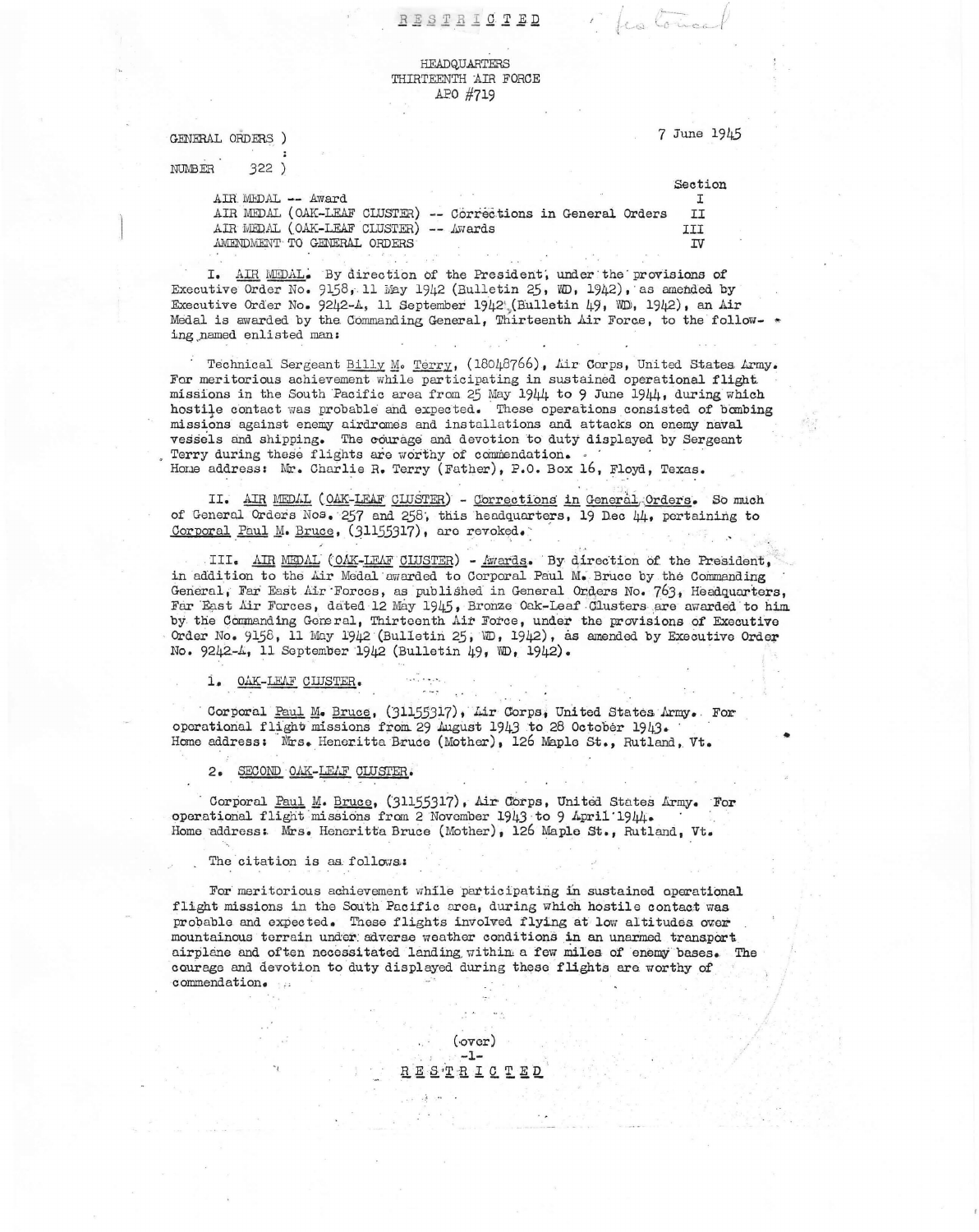RESTRICTED

HEADQUARTERS
THIRTEENTH AIR FORCE
APO #719

GENERAL ORDERS )
NUMBER 322 )

7 June 1945

| | Section |
|---|---|
| AIR MEDAL -- Award | I |
| AIR MEDAL (OAK-LEAF CLUSTER) -- Corrections in General Orders | II |
| AIR MEDAL (OAK-LEAF CLUSTER) -- Awards | III |
| AMENDMENT TO GENERAL ORDERS | IV |

I. AIR MEDAL. By direction of the President, under the provisions of Executive Order No. 9158, 11 May 1942 (Bulletin 25, WD, 1942), as amended by Executive Order No. 9242-A, 11 September 1942 (Bulletin 49, WD, 1942), an Air Medal is awarded by the Commanding General, Thirteenth Air Force, to the following named enlisted man:

Technical Sergeant Billy M. Terry, (18048766), Air Corps, United States Army. For meritorious achievement while participating in sustained operational flight missions in the South Pacific area from 25 May 1944 to 9 June 1944, during which hostile contact was probable and expected. These operations consisted of bombing missions against enemy airdromes and installations and attacks on enemy naval vessels and shipping. The courage and devotion to duty displayed by Sergeant Terry during these flights are worthy of commendation.
Home address: Mr. Charlie R. Terry (Father), P.O. Box 16, Floyd, Texas.

II. AIR MEDAL (OAK-LEAF CLUSTER) - Corrections in General Orders. So much of General Orders Nos. 257 and 258, this headquarters, 19 Dec 44, pertaining to Corporal Paul M. Bruce, (31155317), are revoked.

III. AIR MEDAL (OAK-LEAF CLUSTER) - Awards. By direction of the President, in addition to the Air Medal awarded to Corporal Paul M. Bruce by the Commanding General, Far East Air Forces, as published in General Orders No. 763, Headquarters, Far East Air Forces, dated 12 May 1945, Bronze Oak-Leaf Clusters are awarded to him by the Commanding General, Thirteenth Air Force, under the provisions of Executive Order No. 9158, 11 May 1942 (Bulletin 25, WD, 1942), as amended by Executive Order No. 9242-A, 11 September 1942 (Bulletin 49, WD, 1942).

1. OAK-LEAF CLUSTER.

Corporal Paul M. Bruce, (31155317), Air Corps, United States Army. For operational flight missions from 29 August 1943 to 28 October 1943.
Home address: Mrs. Heneritta Bruce (Mother), 126 Maple St., Rutland, Vt.

2. SECOND OAK-LEAF CLUSTER.

Corporal Paul M. Bruce, (31155317), Air Corps, United States Army. For operational flight missions from 2 November 1943 to 9 April 1944.
Home address: Mrs. Heneritta Bruce (Mother), 126 Maple St., Rutland, Vt.

The citation is as follows:

For meritorious achievement while participating in sustained operational flight missions in the South Pacific area, during which hostile contact was probable and expected. These flights involved flying at low altitudes over mountainous terrain under adverse weather conditions in an unarmed transport airplane and often necessitated landing within a few miles of enemy bases. The courage and devotion to duty displayed during these flights are worthy of commendation.

(over)

RESTRICTED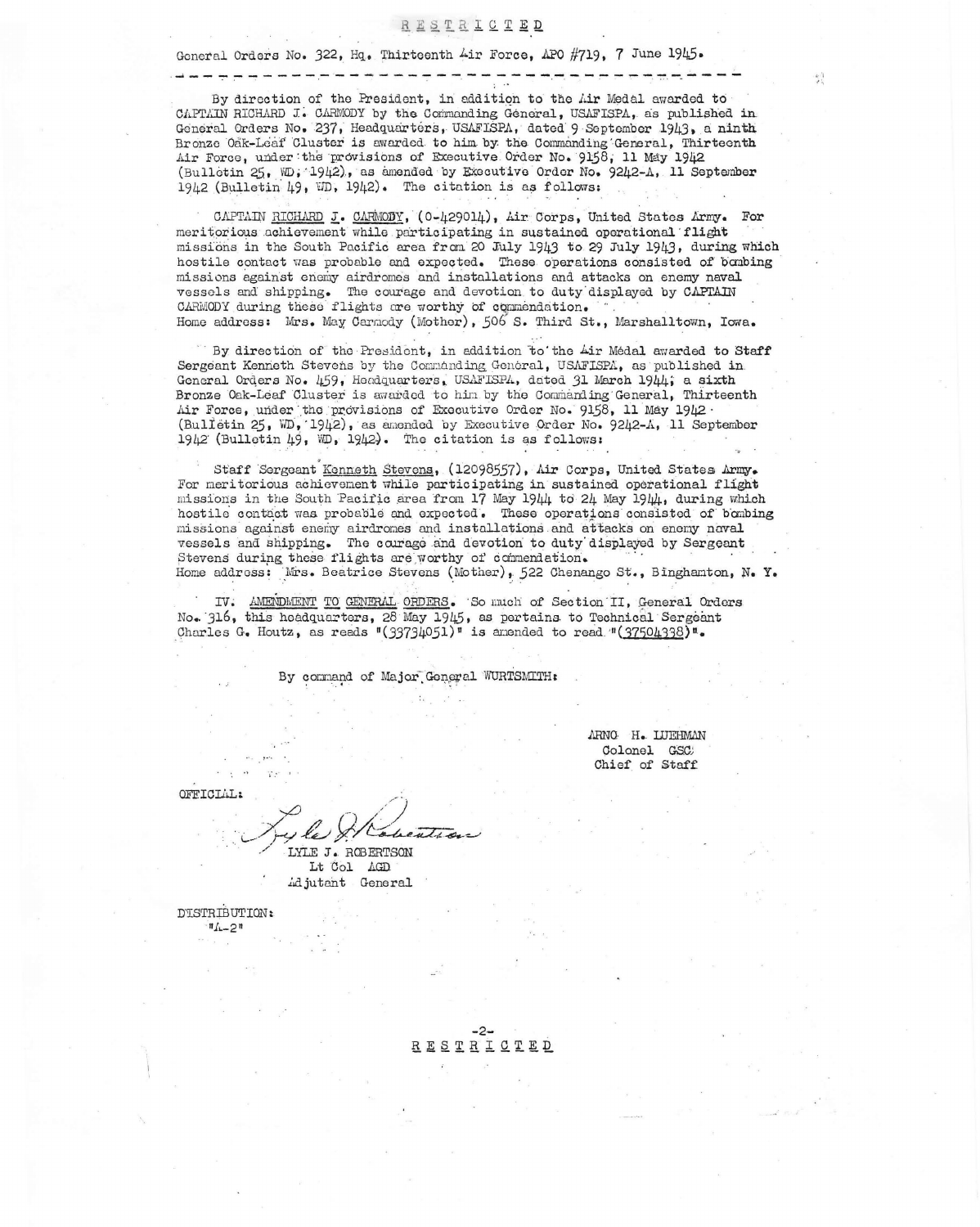RESTRICTED

General Orders No. 322, Hq. Thirteenth Air Force, APO #719, 7 June 1945.

---

By direction of the President, in addition to the Air Medal awarded to CAPTAIN RICHARD J. CARMODY by the Commanding General, USAFISPA, as published in General Orders No. 237, Headquarters, USAFISPA, dated 9 September 1943, a ninth Bronze Oak-Leaf Cluster is awarded to him by the Commanding General, Thirteenth Air Force, under the provisions of Executive Order No. 9158, 11 May 1942 (Bulletin 25, WD, 1942), as amended by Executive Order No. 9242-A, 11 September 1942 (Bulletin 49, WD, 1942). The citation is as follows:

CAPTAIN RICHARD J. CARMODY, (O-429014), Air Corps, United States Army. For meritorious achievement while participating in sustained operational flight missions in the South Pacific area from 20 July 1943 to 29 July 1943, during which hostile contact was probable and expected. These operations consisted of bombing missions against enemy airdromes and installations and attacks on enemy naval vessels and shipping. The courage and devotion to duty displayed by CAPTAIN CARMODY during these flights are worthy of commendation.
Home address: Mrs. May Carmody (Mother), 506 S. Third St., Marshalltown, Iowa.

By direction of the President, in addition to the Air Medal awarded to Staff Sergeant Kenneth Stevens by the Commanding General, USAFISPA, as published in General Orders No. 459, Headquarters, USAFISPA, dated 31 March 1944, a sixth Bronze Oak-Leaf Cluster is awarded to him by the Commanding General, Thirteenth Air Force, under the provisions of Executive Order No. 9158, 11 May 1942 (Bulletin 25, WD, 1942), as amended by Executive Order No. 9242-A, 11 September 1942 (Bulletin 49, WD, 1942). The citation is as follows:

Staff Sergeant Kenneth Stevens, (12098557), Air Corps, United States Army. For meritorious achievement while participating in sustained operational flight missions in the South Pacific area from 17 May 1944 to 24 May 1944, during which hostile contact was probable and expected. These operations consisted of bombing missions against enemy airdromes and installations and attacks on enemy naval vessels and shipping. The courage and devotion to duty displayed by Sergeant Stevens during these flights are worthy of commendation.
Home address: Mrs. Beatrice Stevens (Mother), 522 Chenango St., Binghamton, N. Y.

IV. AMENDMENT TO GENERAL ORDERS. So much of Section II, General Orders No. 316, this headquarters, 28 May 1945, as pertains to Technical Sergeant Charles G. Houtz, as reads "(33734051)" is amended to read "(37504338)".

By command of Major General WURTSMITH:

ARNO H. LUEHMAN
Colonel GSC
Chief of Staff

OFFICIAL:

Lyle J. Robertson

LYLE J. ROBERTSON
Lt Col AGD
Adjutant General

DISTRIBUTION:
"A-2"

RESTRICTED